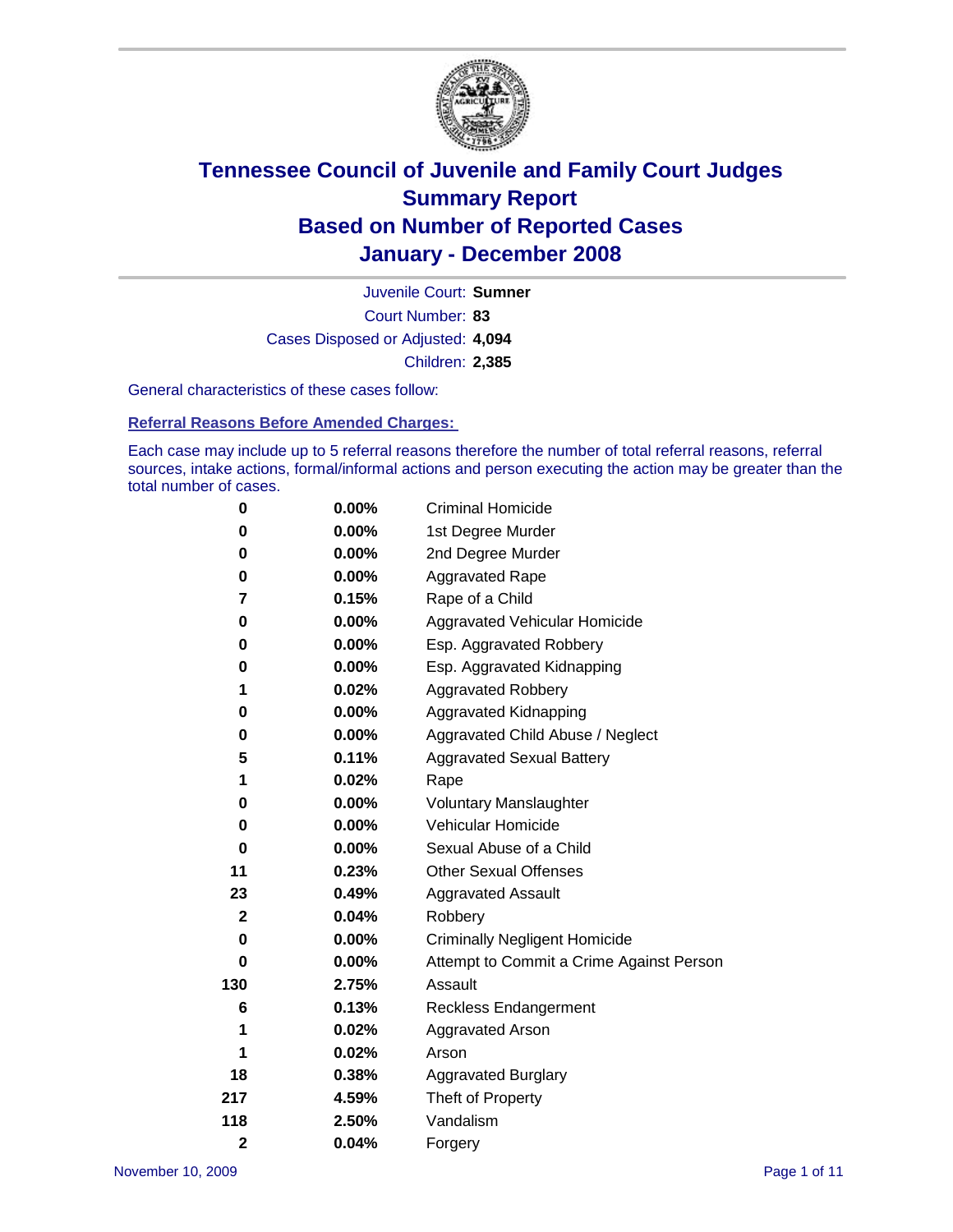# Tennessee Council of Juvenile and Family Court Judges
## Summary Report
## Based on Number of Reported Cases
## January - December 2008

Juvenile Court: **Sumner**

Court Number: **83**

Cases Disposed or Adjusted: **4,094**

Children: **2,385**

General characteristics of these cases follow:

### Referral Reasons Before Amended Charges:

Each case may include up to 5 referral reasons therefore the number of total referral reasons, referral sources, intake actions, formal/informal actions and person executing the action may be greater than the total number of cases.

| Count | Percent | Referral Reason |
|---|---|---|
| 0 | 0.00% | Criminal Homicide |
| 0 | 0.00% | 1st Degree Murder |
| 0 | 0.00% | 2nd Degree Murder |
| 0 | 0.00% | Aggravated Rape |
| 7 | 0.15% | Rape of a Child |
| 0 | 0.00% | Aggravated Vehicular Homicide |
| 0 | 0.00% | Esp. Aggravated Robbery |
| 0 | 0.00% | Esp. Aggravated Kidnapping |
| 1 | 0.02% | Aggravated Robbery |
| 0 | 0.00% | Aggravated Kidnapping |
| 0 | 0.00% | Aggravated Child Abuse / Neglect |
| 5 | 0.11% | Aggravated Sexual Battery |
| 1 | 0.02% | Rape |
| 0 | 0.00% | Voluntary Manslaughter |
| 0 | 0.00% | Vehicular Homicide |
| 0 | 0.00% | Sexual Abuse of a Child |
| 11 | 0.23% | Other Sexual Offenses |
| 23 | 0.49% | Aggravated Assault |
| 2 | 0.04% | Robbery |
| 0 | 0.00% | Criminally Negligent Homicide |
| 0 | 0.00% | Attempt to Commit a Crime Against Person |
| 130 | 2.75% | Assault |
| 6 | 0.13% | Reckless Endangerment |
| 1 | 0.02% | Aggravated Arson |
| 1 | 0.02% | Arson |
| 18 | 0.38% | Aggravated Burglary |
| 217 | 4.59% | Theft of Property |
| 118 | 2.50% | Vandalism |
| 2 | 0.04% | Forgery |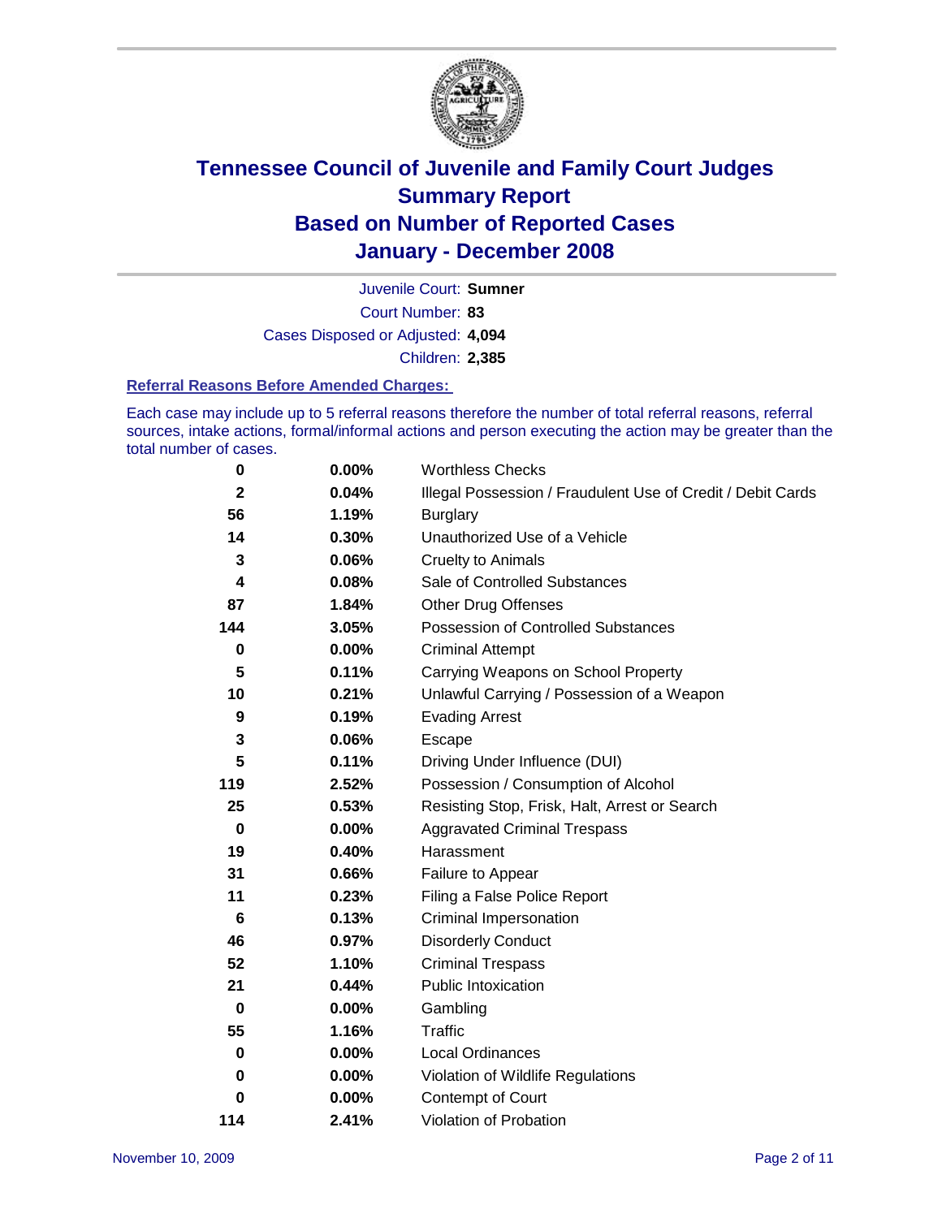# Tennessee Council of Juvenile and Family Court Judges
## Summary Report
## Based on Number of Reported Cases
## January - December 2008

Juvenile Court: **Sumner**

Court Number: **83**

Cases Disposed or Adjusted: **4,094**

Children: **2,385**

### Referral Reasons Before Amended Charges:

Each case may include up to 5 referral reasons therefore the number of total referral reasons, referral sources, intake actions, formal/informal actions and person executing the action may be greater than the total number of cases.

| Count | Percent | Referral Reason |
|---|---|---|
| **0** | **0.00%** | Worthless Checks |
| **2** | **0.04%** | Illegal Possession / Fraudulent Use of Credit / Debit Cards |
| **56** | **1.19%** | Burglary |
| **14** | **0.30%** | Unauthorized Use of a Vehicle |
| **3** | **0.06%** | Cruelty to Animals |
| **4** | **0.08%** | Sale of Controlled Substances |
| **87** | **1.84%** | Other Drug Offenses |
| **144** | **3.05%** | Possession of Controlled Substances |
| **0** | **0.00%** | Criminal Attempt |
| **5** | **0.11%** | Carrying Weapons on School Property |
| **10** | **0.21%** | Unlawful Carrying / Possession of a Weapon |
| **9** | **0.19%** | Evading Arrest |
| **3** | **0.06%** | Escape |
| **5** | **0.11%** | Driving Under Influence (DUI) |
| **119** | **2.52%** | Possession / Consumption of Alcohol |
| **25** | **0.53%** | Resisting Stop, Frisk, Halt, Arrest or Search |
| **0** | **0.00%** | Aggravated Criminal Trespass |
| **19** | **0.40%** | Harassment |
| **31** | **0.66%** | Failure to Appear |
| **11** | **0.23%** | Filing a False Police Report |
| **6** | **0.13%** | Criminal Impersonation |
| **46** | **0.97%** | Disorderly Conduct |
| **52** | **1.10%** | Criminal Trespass |
| **21** | **0.44%** | Public Intoxication |
| **0** | **0.00%** | Gambling |
| **55** | **1.16%** | Traffic |
| **0** | **0.00%** | Local Ordinances |
| **0** | **0.00%** | Violation of Wildlife Regulations |
| **0** | **0.00%** | Contempt of Court |
| **114** | **2.41%** | Violation of Probation |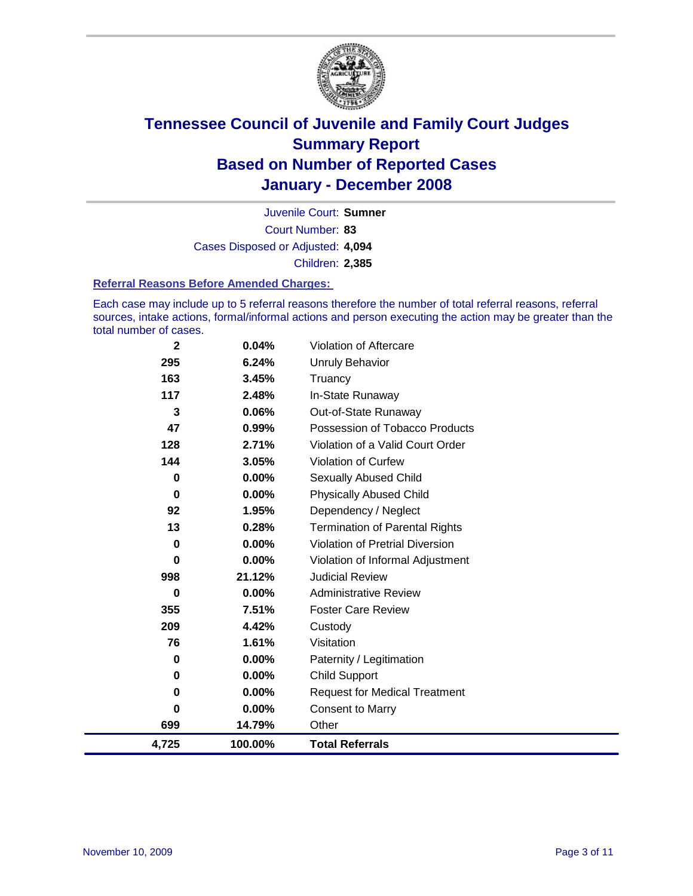# Tennessee Council of Juvenile and Family Court Judges
## Summary Report
## Based on Number of Reported Cases
## January - December 2008

Juvenile Court: **Sumner**

Court Number: **83**

Cases Disposed or Adjusted: **4,094**

Children: **2,385**

### Referral Reasons Before Amended Charges:

Each case may include up to 5 referral reasons therefore the number of total referral reasons, referral sources, intake actions, formal/informal actions and person executing the action may be greater than the total number of cases.

| Count | Percent | Referral Reason |
|---|---|---|
| 2 | 0.04% | Violation of Aftercare |
| 295 | 6.24% | Unruly Behavior |
| 163 | 3.45% | Truancy |
| 117 | 2.48% | In-State Runaway |
| 3 | 0.06% | Out-of-State Runaway |
| 47 | 0.99% | Possession of Tobacco Products |
| 128 | 2.71% | Violation of a Valid Court Order |
| 144 | 3.05% | Violation of Curfew |
| 0 | 0.00% | Sexually Abused Child |
| 0 | 0.00% | Physically Abused Child |
| 92 | 1.95% | Dependency / Neglect |
| 13 | 0.28% | Termination of Parental Rights |
| 0 | 0.00% | Violation of Pretrial Diversion |
| 0 | 0.00% | Violation of Informal Adjustment |
| 998 | 21.12% | Judicial Review |
| 0 | 0.00% | Administrative Review |
| 355 | 7.51% | Foster Care Review |
| 209 | 4.42% | Custody |
| 76 | 1.61% | Visitation |
| 0 | 0.00% | Paternity / Legitimation |
| 0 | 0.00% | Child Support |
| 0 | 0.00% | Request for Medical Treatment |
| 0 | 0.00% | Consent to Marry |
| 699 | 14.79% | Other |
| **4,725** | **100.00%** | **Total Referrals** |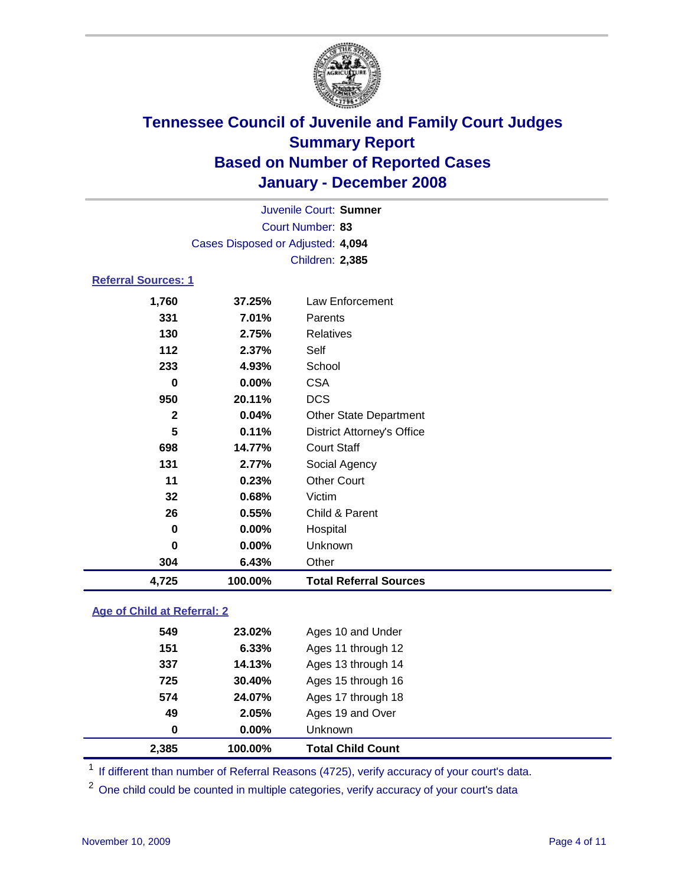# Tennessee Council of Juvenile and Family Court Judges
## Summary Report
## Based on Number of Reported Cases
## January - December 2008

Juvenile Court: **Sumner**
Court Number: **83**
Cases Disposed or Adjusted: **4,094**
Children: **2,385**

### Referral Sources: 1

| | | |
|---|---|---|
| 1,760 | 37.25% | Law Enforcement |
| 331 | 7.01% | Parents |
| 130 | 2.75% | Relatives |
| 112 | 2.37% | Self |
| 233 | 4.93% | School |
| 0 | 0.00% | CSA |
| 950 | 20.11% | DCS |
| 2 | 0.04% | Other State Department |
| 5 | 0.11% | District Attorney's Office |
| 698 | 14.77% | Court Staff |
| 131 | 2.77% | Social Agency |
| 11 | 0.23% | Other Court |
| 32 | 0.68% | Victim |
| 26 | 0.55% | Child & Parent |
| 0 | 0.00% | Hospital |
| 0 | 0.00% | Unknown |
| 304 | 6.43% | Other |
| **4,725** | **100.00%** | **Total Referral Sources** |

### Age of Child at Referral: 2

| | | |
|---|---|---|
| 549 | 23.02% | Ages 10 and Under |
| 151 | 6.33% | Ages 11 through 12 |
| 337 | 14.13% | Ages 13 through 14 |
| 725 | 30.40% | Ages 15 through 16 |
| 574 | 24.07% | Ages 17 through 18 |
| 49 | 2.05% | Ages 19 and Over |
| 0 | 0.00% | Unknown |
| **2,385** | **100.00%** | **Total Child Count** |

[1] If different than number of Referral Reasons (4725), verify accuracy of your court's data.

[2] One child could be counted in multiple categories, verify accuracy of your court's data

November 10, 2009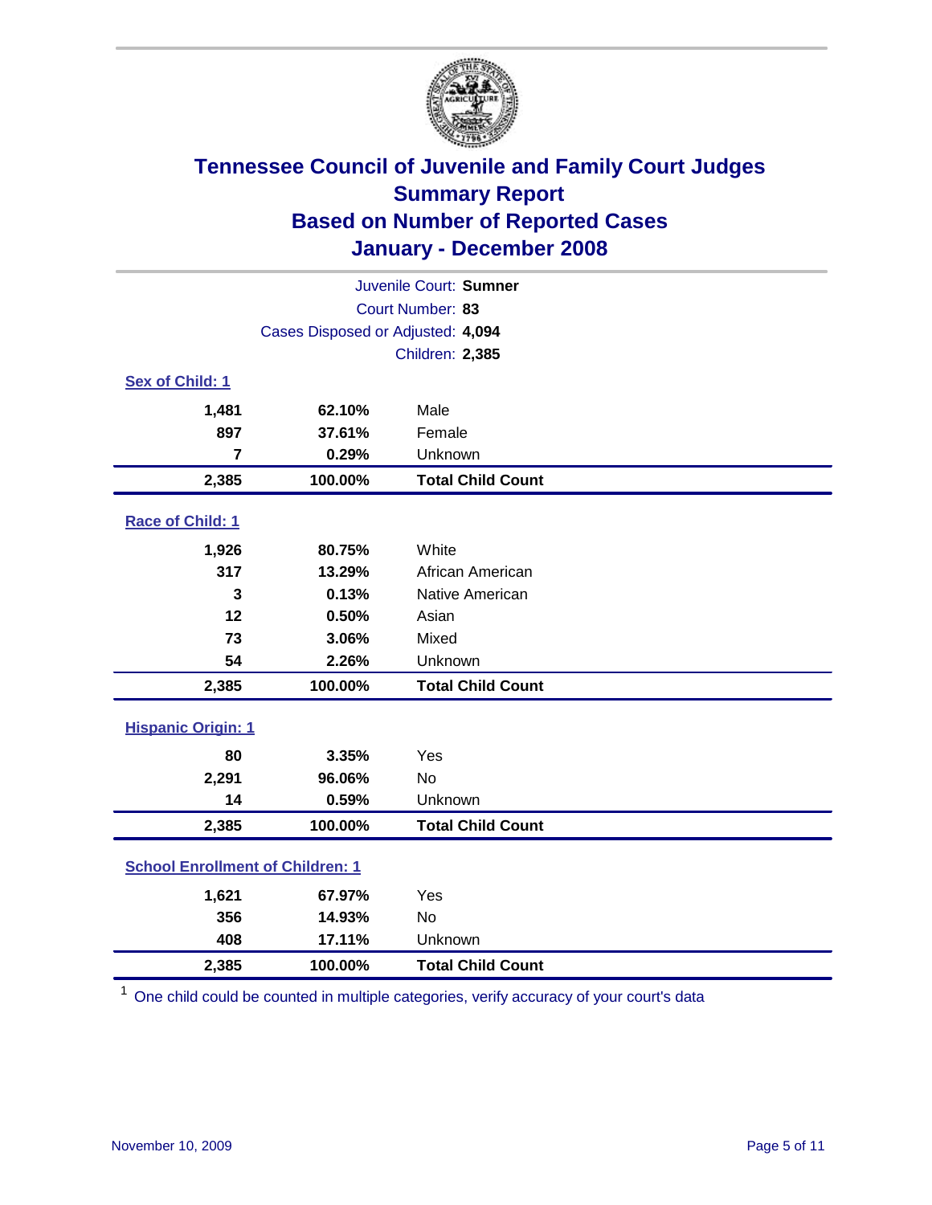# Tennessee Council of Juvenile and Family Court Judges
## Summary Report
## Based on Number of Reported Cases
## January - December 2008

Juvenile Court: **Sumner**
Court Number: **83**
Cases Disposed or Adjusted: **4,094**
Children: **2,385**

### Sex of Child: 1

| Count | Percent | Category |
|---|---|---|
| 1,481 | 62.10% | Male |
| 897 | 37.61% | Female |
| 7 | 0.29% | Unknown |
| **2,385** | **100.00%** | **Total Child Count** |

### Race of Child: 1

| Count | Percent | Category |
|---|---|---|
| 1,926 | 80.75% | White |
| 317 | 13.29% | African American |
| 3 | 0.13% | Native American |
| 12 | 0.50% | Asian |
| 73 | 3.06% | Mixed |
| 54 | 2.26% | Unknown |
| **2,385** | **100.00%** | **Total Child Count** |

### Hispanic Origin: 1

| Count | Percent | Category |
|---|---|---|
| 80 | 3.35% | Yes |
| 2,291 | 96.06% | No |
| 14 | 0.59% | Unknown |
| **2,385** | **100.00%** | **Total Child Count** |

### School Enrollment of Children: 1

| Count | Percent | Category |
|---|---|---|
| 1,621 | 67.97% | Yes |
| 356 | 14.93% | No |
| 408 | 17.11% | Unknown |
| **2,385** | **100.00%** | **Total Child Count** |

[1] One child could be counted in multiple categories, verify accuracy of your court's data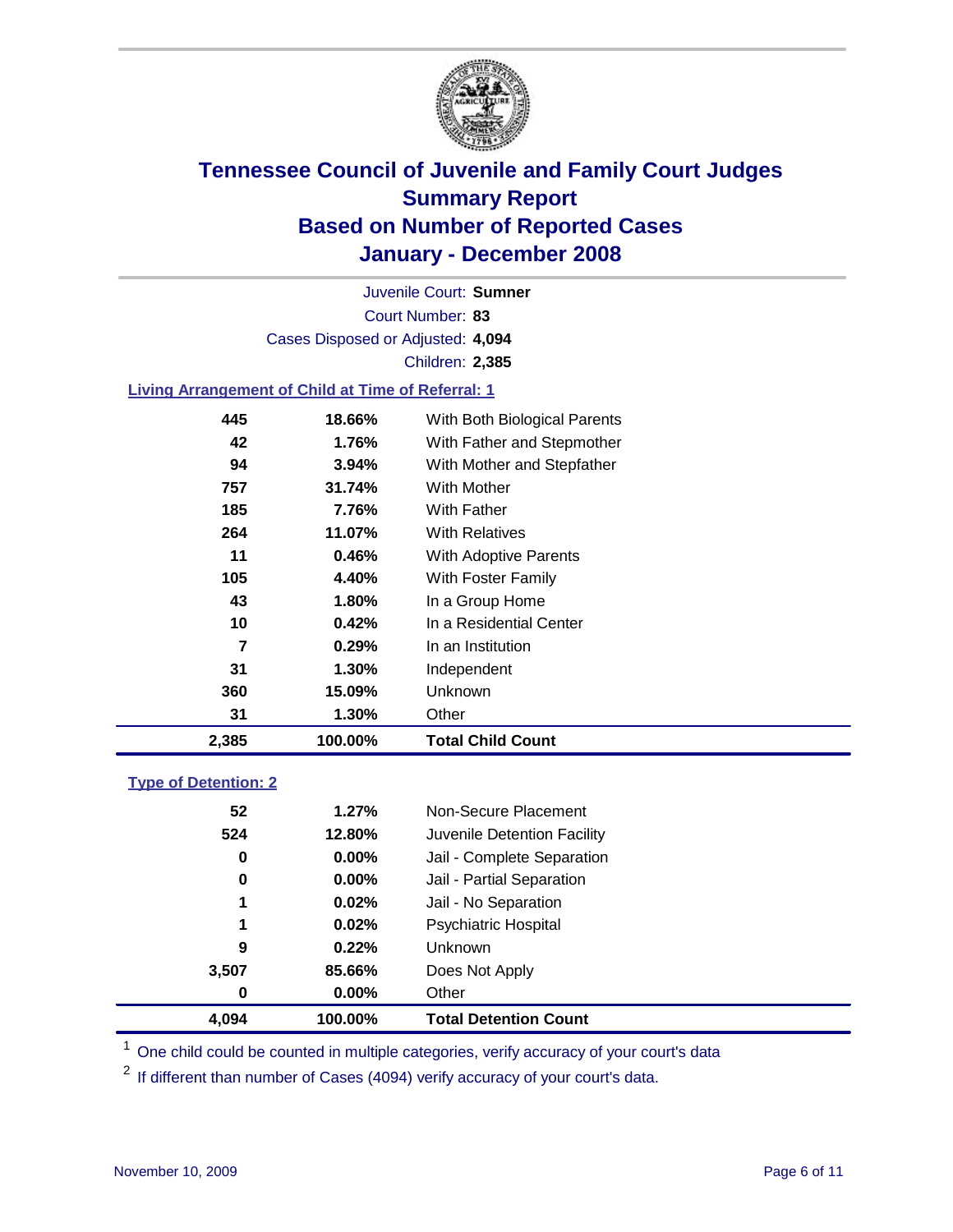# Tennessee Council of Juvenile and Family Court Judges
## Summary Report
## Based on Number of Reported Cases
## January - December 2008

Juvenile Court: **Sumner**
Court Number: **83**
Cases Disposed or Adjusted: **4,094**
Children: **2,385**

### Living Arrangement of Child at Time of Referral: 1

| Count | Percent | Category |
|---|---|---|
| 445 | 18.66% | With Both Biological Parents |
| 42 | 1.76% | With Father and Stepmother |
| 94 | 3.94% | With Mother and Stepfather |
| 757 | 31.74% | With Mother |
| 185 | 7.76% | With Father |
| 264 | 11.07% | With Relatives |
| 11 | 0.46% | With Adoptive Parents |
| 105 | 4.40% | With Foster Family |
| 43 | 1.80% | In a Group Home |
| 10 | 0.42% | In a Residential Center |
| 7 | 0.29% | In an Institution |
| 31 | 1.30% | Independent |
| 360 | 15.09% | Unknown |
| 31 | 1.30% | Other |
| **2,385** | **100.00%** | **Total Child Count** |

### Type of Detention: 2

| Count | Percent | Category |
|---|---|---|
| 52 | 1.27% | Non-Secure Placement |
| 524 | 12.80% | Juvenile Detention Facility |
| 0 | 0.00% | Jail - Complete Separation |
| 0 | 0.00% | Jail - Partial Separation |
| 1 | 0.02% | Jail - No Separation |
| 1 | 0.02% | Psychiatric Hospital |
| 9 | 0.22% | Unknown |
| 3,507 | 85.66% | Does Not Apply |
| 0 | 0.00% | Other |
| **4,094** | **100.00%** | **Total Detention Count** |

[1] One child could be counted in multiple categories, verify accuracy of your court's data

[2] If different than number of Cases (4094) verify accuracy of your court's data.

November 10, 2009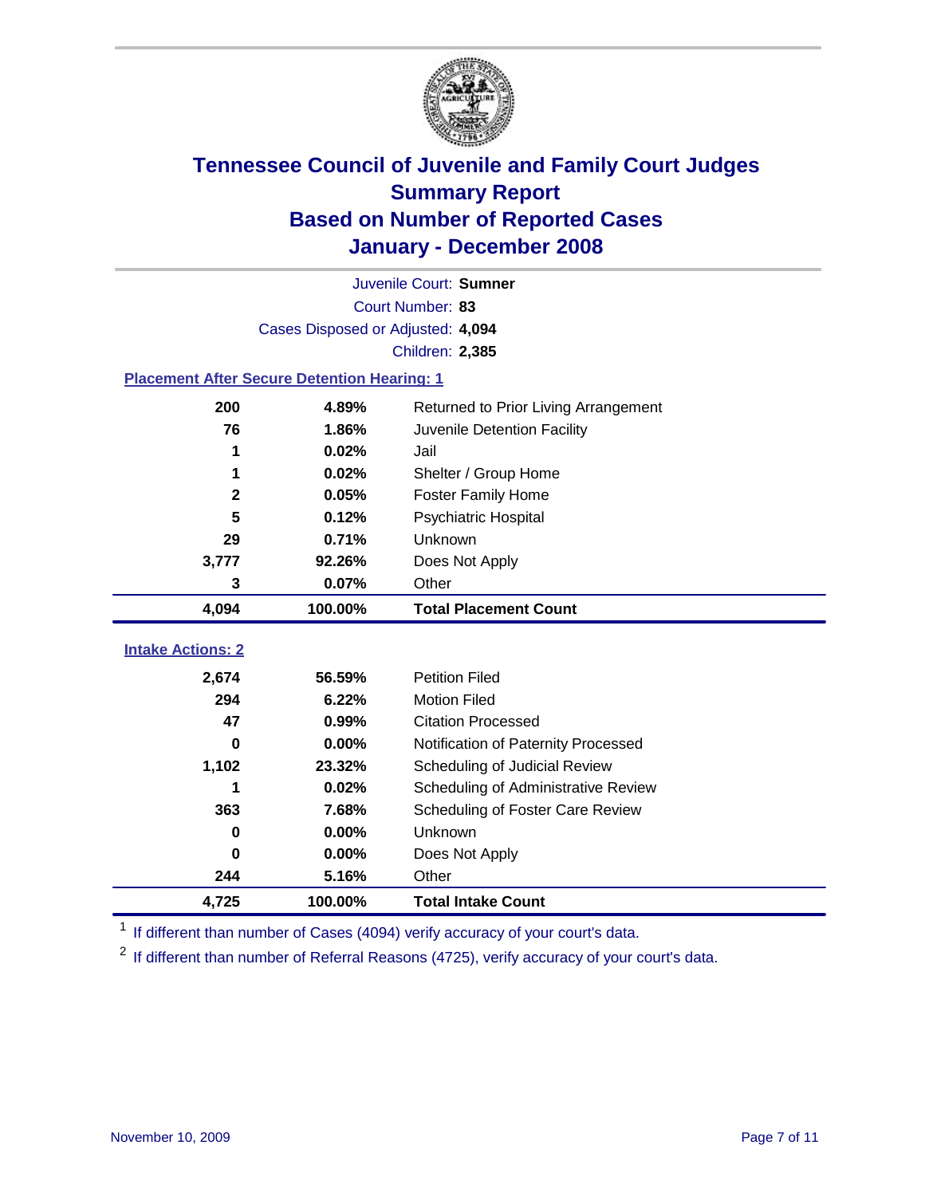# Tennessee Council of Juvenile and Family Court Judges
## Summary Report
## Based on Number of Reported Cases
## January - December 2008

Juvenile Court: **Sumner**
Court Number: **83**
Cases Disposed or Adjusted: **4,094**
Children: **2,385**

### Placement After Secure Detention Hearing: 1

| Count | Percent | Placement |
|---|---|---|
| 200 | 4.89% | Returned to Prior Living Arrangement |
| 76 | 1.86% | Juvenile Detention Facility |
| 1 | 0.02% | Jail |
| 1 | 0.02% | Shelter / Group Home |
| 2 | 0.05% | Foster Family Home |
| 5 | 0.12% | Psychiatric Hospital |
| 29 | 0.71% | Unknown |
| 3,777 | 92.26% | Does Not Apply |
| 3 | 0.07% | Other |
| **4,094** | **100.00%** | **Total Placement Count** |

### Intake Actions: 2

| Count | Percent | Intake Action |
|---|---|---|
| 2,674 | 56.59% | Petition Filed |
| 294 | 6.22% | Motion Filed |
| 47 | 0.99% | Citation Processed |
| 0 | 0.00% | Notification of Paternity Processed |
| 1,102 | 23.32% | Scheduling of Judicial Review |
| 1 | 0.02% | Scheduling of Administrative Review |
| 363 | 7.68% | Scheduling of Foster Care Review |
| 0 | 0.00% | Unknown |
| 0 | 0.00% | Does Not Apply |
| 244 | 5.16% | Other |
| **4,725** | **100.00%** | **Total Intake Count** |

[1] If different than number of Cases (4094) verify accuracy of your court's data.

[2] If different than number of Referral Reasons (4725), verify accuracy of your court's data.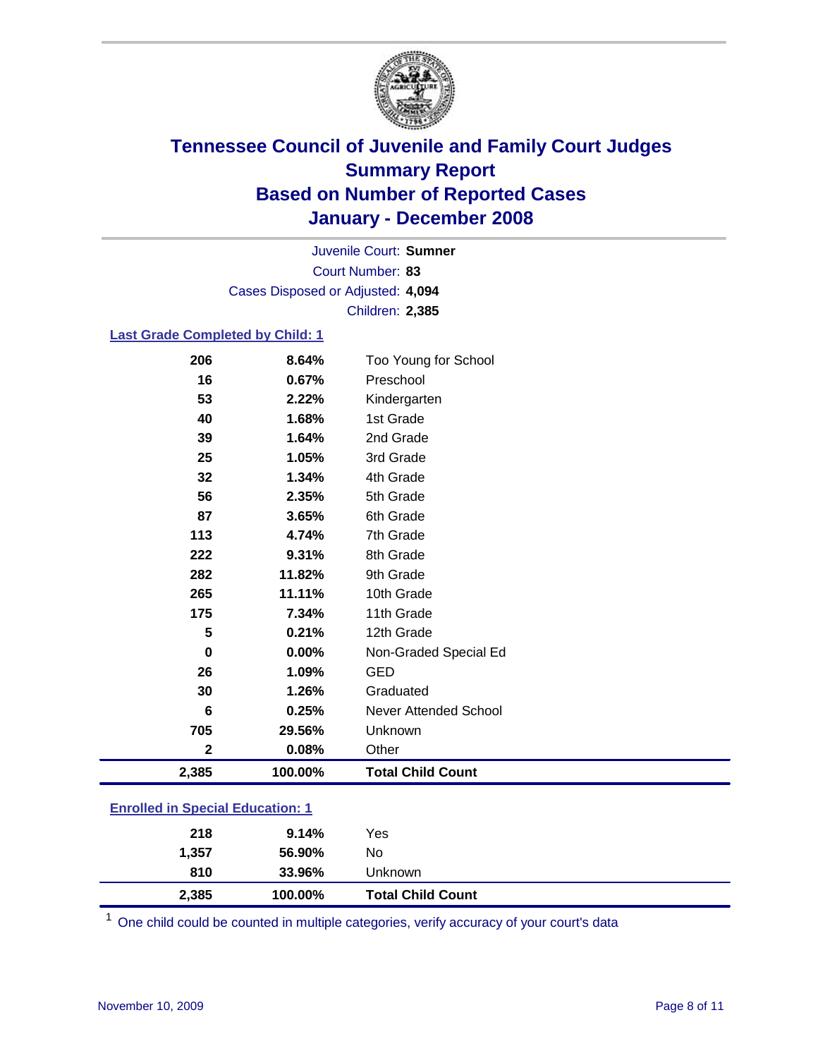# Tennessee Council of Juvenile and Family Court Judges
# Summary Report
# Based on Number of Reported Cases
# January - December 2008

Juvenile Court: **Sumner**
Court Number: **83**
Cases Disposed or Adjusted: **4,094**
Children: **2,385**

### Last Grade Completed by Child: 1

| | | |
|---|---|---|
| 206 | 8.64% | Too Young for School |
| 16 | 0.67% | Preschool |
| 53 | 2.22% | Kindergarten |
| 40 | 1.68% | 1st Grade |
| 39 | 1.64% | 2nd Grade |
| 25 | 1.05% | 3rd Grade |
| 32 | 1.34% | 4th Grade |
| 56 | 2.35% | 5th Grade |
| 87 | 3.65% | 6th Grade |
| 113 | 4.74% | 7th Grade |
| 222 | 9.31% | 8th Grade |
| 282 | 11.82% | 9th Grade |
| 265 | 11.11% | 10th Grade |
| 175 | 7.34% | 11th Grade |
| 5 | 0.21% | 12th Grade |
| 0 | 0.00% | Non-Graded Special Ed |
| 26 | 1.09% | GED |
| 30 | 1.26% | Graduated |
| 6 | 0.25% | Never Attended School |
| 705 | 29.56% | Unknown |
| 2 | 0.08% | Other |
| **2,385** | **100.00%** | **Total Child Count** |

### Enrolled in Special Education: 1

| | | |
|---|---|---|
| 218 | 9.14% | Yes |
| 1,357 | 56.90% | No |
| 810 | 33.96% | Unknown |
| **2,385** | **100.00%** | **Total Child Count** |

[1] One child could be counted in multiple categories, verify accuracy of your court's data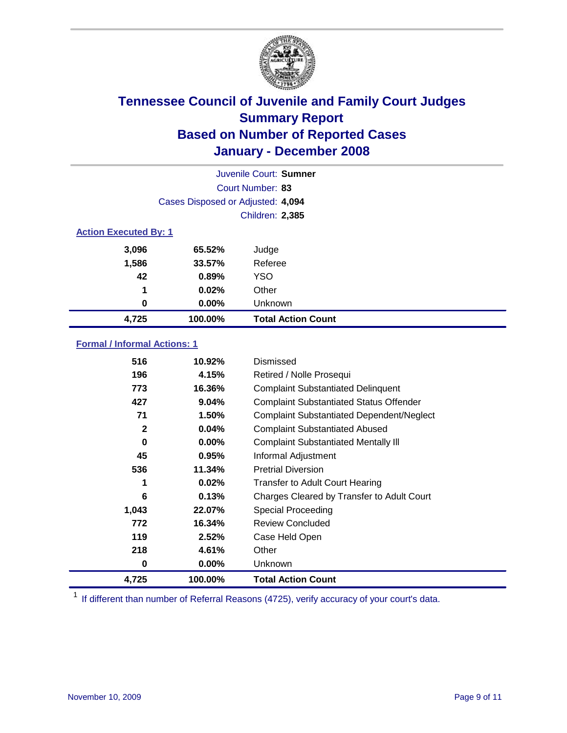# Tennessee Council of Juvenile and Family Court Judges
## Summary Report
## Based on Number of Reported Cases
## January - December 2008

Juvenile Court: **Sumner**
Court Number: **83**
Cases Disposed or Adjusted: **4,094**
Children: **2,385**

### Action Executed By: 1

| Count | Percent | Action |
|---|---|---|
| 3,096 | 65.52% | Judge |
| 1,586 | 33.57% | Referee |
| 42 | 0.89% | YSO |
| 1 | 0.02% | Other |
| 0 | 0.00% | Unknown |
| **4,725** | **100.00%** | **Total Action Count** |

### Formal / Informal Actions: 1

| Count | Percent | Action |
|---|---|---|
| 516 | 10.92% | Dismissed |
| 196 | 4.15% | Retired / Nolle Prosequi |
| 773 | 16.36% | Complaint Substantiated Delinquent |
| 427 | 9.04% | Complaint Substantiated Status Offender |
| 71 | 1.50% | Complaint Substantiated Dependent/Neglect |
| 2 | 0.04% | Complaint Substantiated Abused |
| 0 | 0.00% | Complaint Substantiated Mentally Ill |
| 45 | 0.95% | Informal Adjustment |
| 536 | 11.34% | Pretrial Diversion |
| 1 | 0.02% | Transfer to Adult Court Hearing |
| 6 | 0.13% | Charges Cleared by Transfer to Adult Court |
| 1,043 | 22.07% | Special Proceeding |
| 772 | 16.34% | Review Concluded |
| 119 | 2.52% | Case Held Open |
| 218 | 4.61% | Other |
| 0 | 0.00% | Unknown |
| **4,725** | **100.00%** | **Total Action Count** |

[1] If different than number of Referral Reasons (4725), verify accuracy of your court's data.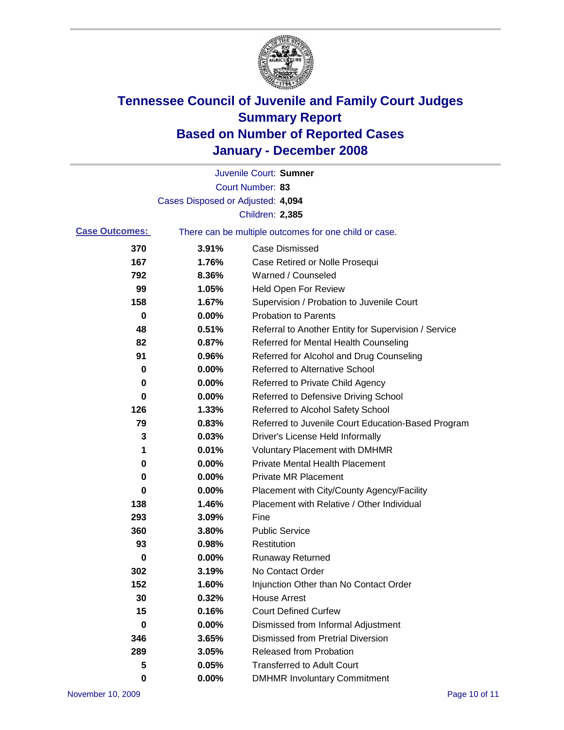# Tennessee Council of Juvenile and Family Court Judges
## Summary Report
## Based on Number of Reported Cases
## January - December 2008

Juvenile Court: **Sumner**

Court Number: **83**

Cases Disposed or Adjusted: **4,094**

Children: **2,385**

**Case Outcomes:** There can be multiple outcomes for one child or case.

| Count | Percent | Outcome |
|---|---|---|
| 370 | 3.91% | Case Dismissed |
| 167 | 1.76% | Case Retired or Nolle Prosequi |
| 792 | 8.36% | Warned / Counseled |
| 99 | 1.05% | Held Open For Review |
| 158 | 1.67% | Supervision / Probation to Juvenile Court |
| 0 | 0.00% | Probation to Parents |
| 48 | 0.51% | Referral to Another Entity for Supervision / Service |
| 82 | 0.87% | Referred for Mental Health Counseling |
| 91 | 0.96% | Referred for Alcohol and Drug Counseling |
| 0 | 0.00% | Referred to Alternative School |
| 0 | 0.00% | Referred to Private Child Agency |
| 0 | 0.00% | Referred to Defensive Driving School |
| 126 | 1.33% | Referred to Alcohol Safety School |
| 79 | 0.83% | Referred to Juvenile Court Education-Based Program |
| 3 | 0.03% | Driver's License Held Informally |
| 1 | 0.01% | Voluntary Placement with DMHMR |
| 0 | 0.00% | Private Mental Health Placement |
| 0 | 0.00% | Private MR Placement |
| 0 | 0.00% | Placement with City/County Agency/Facility |
| 138 | 1.46% | Placement with Relative / Other Individual |
| 293 | 3.09% | Fine |
| 360 | 3.80% | Public Service |
| 93 | 0.98% | Restitution |
| 0 | 0.00% | Runaway Returned |
| 302 | 3.19% | No Contact Order |
| 152 | 1.60% | Injunction Other than No Contact Order |
| 30 | 0.32% | House Arrest |
| 15 | 0.16% | Court Defined Curfew |
| 0 | 0.00% | Dismissed from Informal Adjustment |
| 346 | 3.65% | Dismissed from Pretrial Diversion |
| 289 | 3.05% | Released from Probation |
| 5 | 0.05% | Transferred to Adult Court |
| 0 | 0.00% | DMHMR Involuntary Commitment |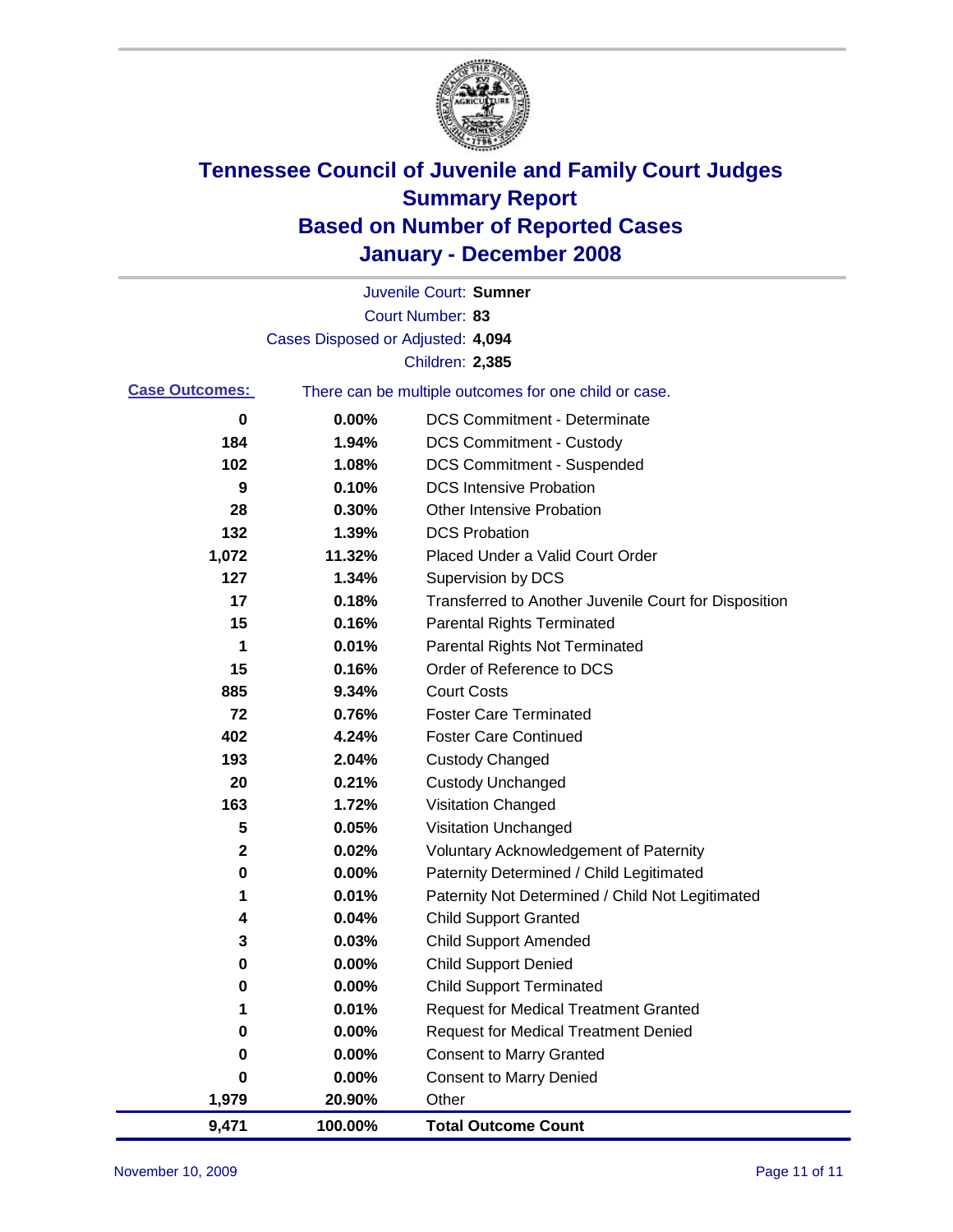# Tennessee Council of Juvenile and Family Court Judges
## Summary Report
## Based on Number of Reported Cases
## January - December 2008

Juvenile Court: **Sumner**

Court Number: **83**

Cases Disposed or Adjusted: **4,094**

Children: **2,385**

**Case Outcomes:** There can be multiple outcomes for one child or case.

| | | |
|---|---|---|
| 0 | 0.00% | DCS Commitment - Determinate |
| 184 | 1.94% | DCS Commitment - Custody |
| 102 | 1.08% | DCS Commitment - Suspended |
| 9 | 0.10% | DCS Intensive Probation |
| 28 | 0.30% | Other Intensive Probation |
| 132 | 1.39% | DCS Probation |
| 1,072 | 11.32% | Placed Under a Valid Court Order |
| 127 | 1.34% | Supervision by DCS |
| 17 | 0.18% | Transferred to Another Juvenile Court for Disposition |
| 15 | 0.16% | Parental Rights Terminated |
| 1 | 0.01% | Parental Rights Not Terminated |
| 15 | 0.16% | Order of Reference to DCS |
| 885 | 9.34% | Court Costs |
| 72 | 0.76% | Foster Care Terminated |
| 402 | 4.24% | Foster Care Continued |
| 193 | 2.04% | Custody Changed |
| 20 | 0.21% | Custody Unchanged |
| 163 | 1.72% | Visitation Changed |
| 5 | 0.05% | Visitation Unchanged |
| 2 | 0.02% | Voluntary Acknowledgement of Paternity |
| 0 | 0.00% | Paternity Determined / Child Legitimated |
| 1 | 0.01% | Paternity Not Determined / Child Not Legitimated |
| 4 | 0.04% | Child Support Granted |
| 3 | 0.03% | Child Support Amended |
| 0 | 0.00% | Child Support Denied |
| 0 | 0.00% | Child Support Terminated |
| 1 | 0.01% | Request for Medical Treatment Granted |
| 0 | 0.00% | Request for Medical Treatment Denied |
| 0 | 0.00% | Consent to Marry Granted |
| 0 | 0.00% | Consent to Marry Denied |
| 1,979 | 20.90% | Other |
| **9,471** | **100.00%** | **Total Outcome Count** |

November 10, 2009